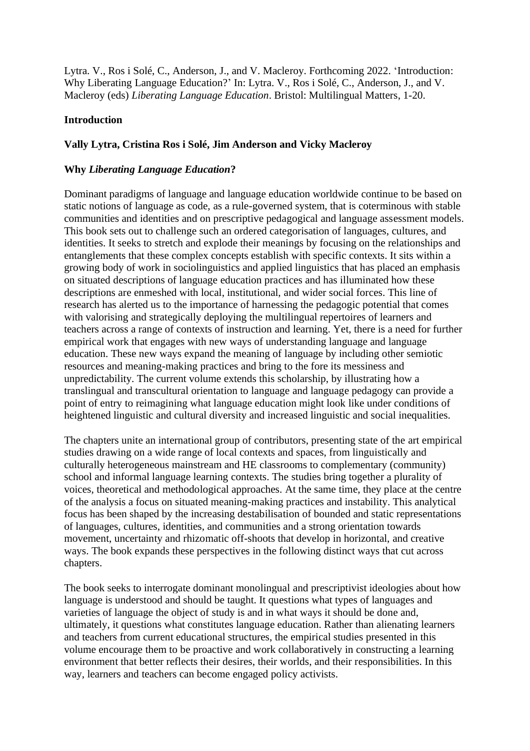Lytra. V., Ros i Solé, C., Anderson, J., and V. Macleroy. Forthcoming 2022. 'Introduction: Why Liberating Language Education?' In: Lytra. V., Ros i Solé, C., Anderson, J., and V. Macleroy (eds) *Liberating Language Education*. Bristol: Multilingual Matters, 1-20.

**Introduction**

**Vally Lytra, Cristina Ros i Solé, Jim Anderson and Vicky Macleroy**

**Why *Liberating Language Education*?**

Dominant paradigms of language and language education worldwide continue to be based on static notions of language as code, as a rule-governed system, that is coterminous with stable communities and identities and on prescriptive pedagogical and language assessment models. This book sets out to challenge such an ordered categorisation of languages, cultures, and identities. It seeks to stretch and explode their meanings by focusing on the relationships and entanglements that these complex concepts establish with specific contexts. It sits within a growing body of work in sociolinguistics and applied linguistics that has placed an emphasis on situated descriptions of language education practices and has illuminated how these descriptions are enmeshed with local, institutional, and wider social forces. This line of research has alerted us to the importance of harnessing the pedagogic potential that comes with valorising and strategically deploying the multilingual repertoires of learners and teachers across a range of contexts of instruction and learning. Yet, there is a need for further empirical work that engages with new ways of understanding language and language education. These new ways expand the meaning of language by including other semiotic resources and meaning-making practices and bring to the fore its messiness and unpredictability. The current volume extends this scholarship, by illustrating how a translingual and transcultural orientation to language and language pedagogy can provide a point of entry to reimagining what language education might look like under conditions of heightened linguistic and cultural diversity and increased linguistic and social inequalities.

The chapters unite an international group of contributors, presenting state of the art empirical studies drawing on a wide range of local contexts and spaces, from linguistically and culturally heterogeneous mainstream and HE classrooms to complementary (community) school and informal language learning contexts. The studies bring together a plurality of voices, theoretical and methodological approaches. At the same time, they place at the centre of the analysis a focus on situated meaning-making practices and instability. This analytical focus has been shaped by the increasing destabilisation of bounded and static representations of languages, cultures, identities, and communities and a strong orientation towards movement, uncertainty and rhizomatic off-shoots that develop in horizontal, and creative ways. The book expands these perspectives in the following distinct ways that cut across chapters.

The book seeks to interrogate dominant monolingual and prescriptivist ideologies about how language is understood and should be taught. It questions what types of languages and varieties of language the object of study is and in what ways it should be done and, ultimately, it questions what constitutes language education. Rather than alienating learners and teachers from current educational structures, the empirical studies presented in this volume encourage them to be proactive and work collaboratively in constructing a learning environment that better reflects their desires, their worlds, and their responsibilities. In this way, learners and teachers can become engaged policy activists.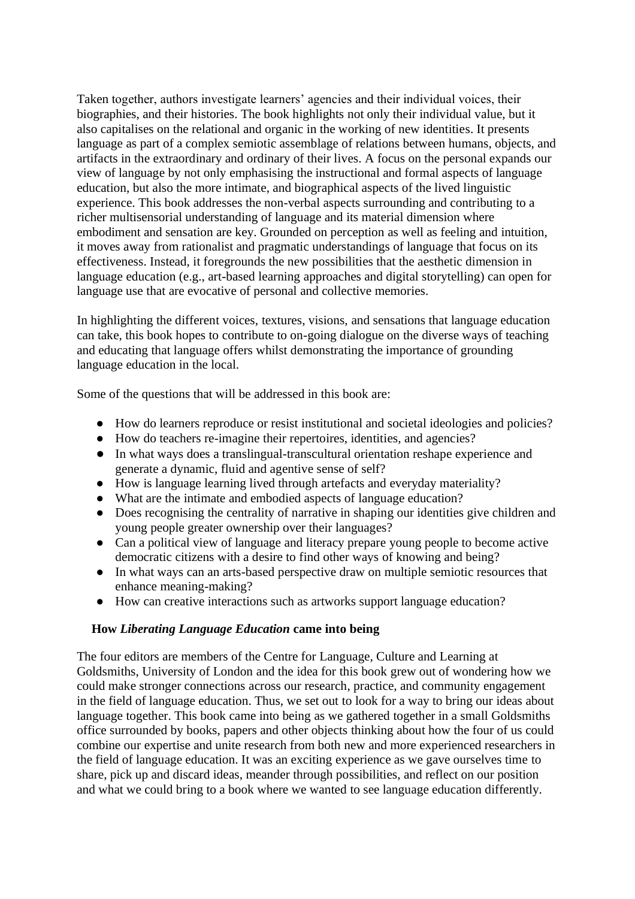Taken together, authors investigate learners' agencies and their individual voices, their biographies, and their histories. The book highlights not only their individual value, but it also capitalises on the relational and organic in the working of new identities. It presents language as part of a complex semiotic assemblage of relations between humans, objects, and artifacts in the extraordinary and ordinary of their lives. A focus on the personal expands our view of language by not only emphasising the instructional and formal aspects of language education, but also the more intimate, and biographical aspects of the lived linguistic experience. This book addresses the non-verbal aspects surrounding and contributing to a richer multisensorial understanding of language and its material dimension where embodiment and sensation are key. Grounded on perception as well as feeling and intuition, it moves away from rationalist and pragmatic understandings of language that focus on its effectiveness. Instead, it foregrounds the new possibilities that the aesthetic dimension in language education (e.g., art-based learning approaches and digital storytelling) can open for language use that are evocative of personal and collective memories.

In highlighting the different voices, textures, visions, and sensations that language education can take, this book hopes to contribute to on-going dialogue on the diverse ways of teaching and educating that language offers whilst demonstrating the importance of grounding language education in the local.

Some of the questions that will be addressed in this book are:

- How do learners reproduce or resist institutional and societal ideologies and policies?
- How do teachers re-imagine their repertoires, identities, and agencies?
- In what ways does a translingual-transcultural orientation reshape experience and generate a dynamic, fluid and agentive sense of self?
- How is language learning lived through artefacts and everyday materiality?
- What are the intimate and embodied aspects of language education?
- Does recognising the centrality of narrative in shaping our identities give children and young people greater ownership over their languages?
- Can a political view of language and literacy prepare young people to become active democratic citizens with a desire to find other ways of knowing and being?
- In what ways can an arts-based perspective draw on multiple semiotic resources that enhance meaning-making?
- How can creative interactions such as artworks support language education?

## How *Liberating Language Education* came into being

The four editors are members of the Centre for Language, Culture and Learning at Goldsmiths, University of London and the idea for this book grew out of wondering how we could make stronger connections across our research, practice, and community engagement in the field of language education. Thus, we set out to look for a way to bring our ideas about language together. This book came into being as we gathered together in a small Goldsmiths office surrounded by books, papers and other objects thinking about how the four of us could combine our expertise and unite research from both new and more experienced researchers in the field of language education. It was an exciting experience as we gave ourselves time to share, pick up and discard ideas, meander through possibilities, and reflect on our position and what we could bring to a book where we wanted to see language education differently.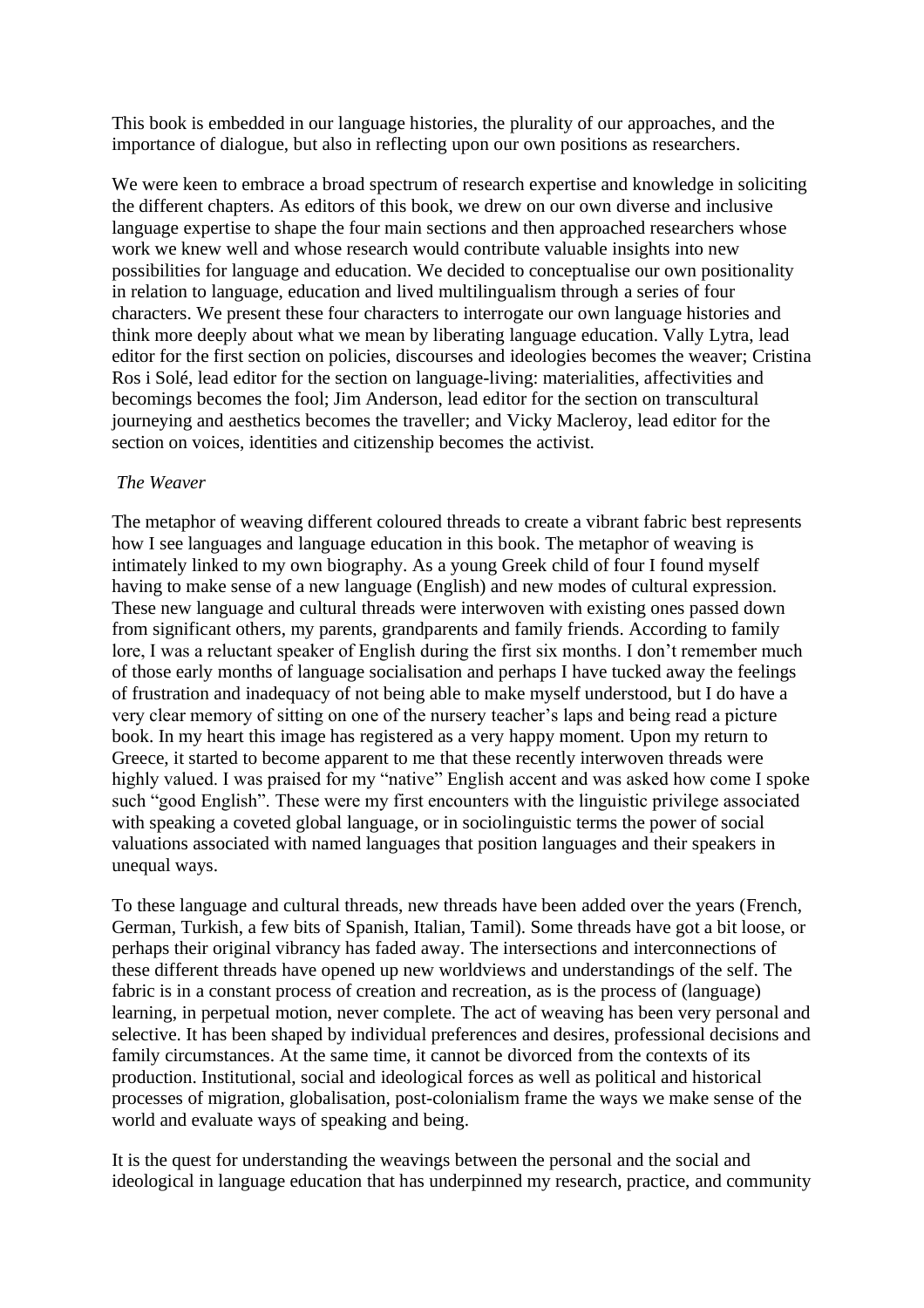This book is embedded in our language histories, the plurality of our approaches, and the importance of dialogue, but also in reflecting upon our own positions as researchers.

We were keen to embrace a broad spectrum of research expertise and knowledge in soliciting the different chapters. As editors of this book, we drew on our own diverse and inclusive language expertise to shape the four main sections and then approached researchers whose work we knew well and whose research would contribute valuable insights into new possibilities for language and education. We decided to conceptualise our own positionality in relation to language, education and lived multilingualism through a series of four characters. We present these four characters to interrogate our own language histories and think more deeply about what we mean by liberating language education. Vally Lytra, lead editor for the first section on policies, discourses and ideologies becomes the weaver; Cristina Ros i Solé, lead editor for the section on language-living: materialities, affectivities and becomings becomes the fool; Jim Anderson, lead editor for the section on transcultural journeying and aesthetics becomes the traveller; and Vicky Macleroy, lead editor for the section on voices, identities and citizenship becomes the activist.

*The Weaver*

The metaphor of weaving different coloured threads to create a vibrant fabric best represents how I see languages and language education in this book. The metaphor of weaving is intimately linked to my own biography. As a young Greek child of four I found myself having to make sense of a new language (English) and new modes of cultural expression. These new language and cultural threads were interwoven with existing ones passed down from significant others, my parents, grandparents and family friends. According to family lore, I was a reluctant speaker of English during the first six months. I don't remember much of those early months of language socialisation and perhaps I have tucked away the feelings of frustration and inadequacy of not being able to make myself understood, but I do have a very clear memory of sitting on one of the nursery teacher's laps and being read a picture book. In my heart this image has registered as a very happy moment. Upon my return to Greece, it started to become apparent to me that these recently interwoven threads were highly valued. I was praised for my "native" English accent and was asked how come I spoke such "good English". These were my first encounters with the linguistic privilege associated with speaking a coveted global language, or in sociolinguistic terms the power of social valuations associated with named languages that position languages and their speakers in unequal ways.

To these language and cultural threads, new threads have been added over the years (French, German, Turkish, a few bits of Spanish, Italian, Tamil). Some threads have got a bit loose, or perhaps their original vibrancy has faded away. The intersections and interconnections of these different threads have opened up new worldviews and understandings of the self. The fabric is in a constant process of creation and recreation, as is the process of (language) learning, in perpetual motion, never complete. The act of weaving has been very personal and selective. It has been shaped by individual preferences and desires, professional decisions and family circumstances. At the same time, it cannot be divorced from the contexts of its production. Institutional, social and ideological forces as well as political and historical processes of migration, globalisation, post-colonialism frame the ways we make sense of the world and evaluate ways of speaking and being.

It is the quest for understanding the weavings between the personal and the social and ideological in language education that has underpinned my research, practice, and community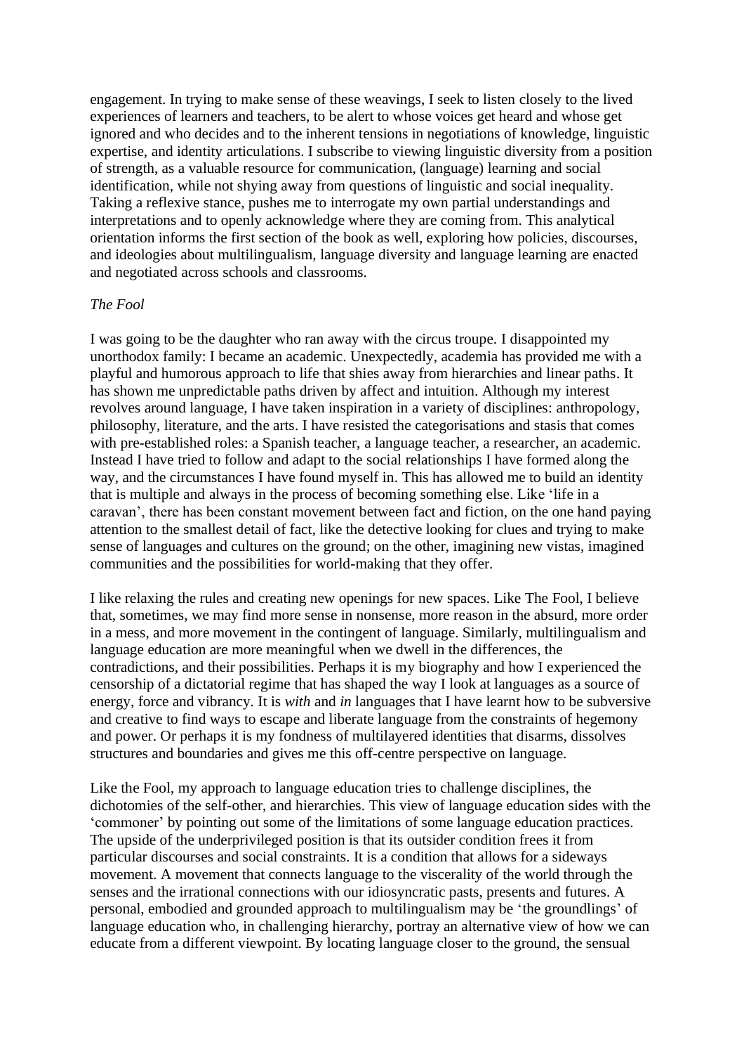engagement. In trying to make sense of these weavings, I seek to listen closely to the lived experiences of learners and teachers, to be alert to whose voices get heard and whose get ignored and who decides and to the inherent tensions in negotiations of knowledge, linguistic expertise, and identity articulations. I subscribe to viewing linguistic diversity from a position of strength, as a valuable resource for communication, (language) learning and social identification, while not shying away from questions of linguistic and social inequality. Taking a reflexive stance, pushes me to interrogate my own partial understandings and interpretations and to openly acknowledge where they are coming from. This analytical orientation informs the first section of the book as well, exploring how policies, discourses, and ideologies about multilingualism, language diversity and language learning are enacted and negotiated across schools and classrooms.

*The Fool*

I was going to be the daughter who ran away with the circus troupe. I disappointed my unorthodox family: I became an academic. Unexpectedly, academia has provided me with a playful and humorous approach to life that shies away from hierarchies and linear paths. It has shown me unpredictable paths driven by affect and intuition. Although my interest revolves around language, I have taken inspiration in a variety of disciplines: anthropology, philosophy, literature, and the arts. I have resisted the categorisations and stasis that comes with pre-established roles: a Spanish teacher, a language teacher, a researcher, an academic. Instead I have tried to follow and adapt to the social relationships I have formed along the way, and the circumstances I have found myself in. This has allowed me to build an identity that is multiple and always in the process of becoming something else. Like 'life in a caravan', there has been constant movement between fact and fiction, on the one hand paying attention to the smallest detail of fact, like the detective looking for clues and trying to make sense of languages and cultures on the ground; on the other, imagining new vistas, imagined communities and the possibilities for world-making that they offer.

I like relaxing the rules and creating new openings for new spaces. Like The Fool, I believe that, sometimes, we may find more sense in nonsense, more reason in the absurd, more order in a mess, and more movement in the contingent of language. Similarly, multilingualism and language education are more meaningful when we dwell in the differences, the contradictions, and their possibilities. Perhaps it is my biography and how I experienced the censorship of a dictatorial regime that has shaped the way I look at languages as a source of energy, force and vibrancy. It is *with* and *in* languages that I have learnt how to be subversive and creative to find ways to escape and liberate language from the constraints of hegemony and power. Or perhaps it is my fondness of multilayered identities that disarms, dissolves structures and boundaries and gives me this off-centre perspective on language.

Like the Fool, my approach to language education tries to challenge disciplines, the dichotomies of the self-other, and hierarchies. This view of language education sides with the 'commoner' by pointing out some of the limitations of some language education practices. The upside of the underprivileged position is that its outsider condition frees it from particular discourses and social constraints. It is a condition that allows for a sideways movement. A movement that connects language to the viscerality of the world through the senses and the irrational connections with our idiosyncratic pasts, presents and futures. A personal, embodied and grounded approach to multilingualism may be 'the groundlings' of language education who, in challenging hierarchy, portray an alternative view of how we can educate from a different viewpoint. By locating language closer to the ground, the sensual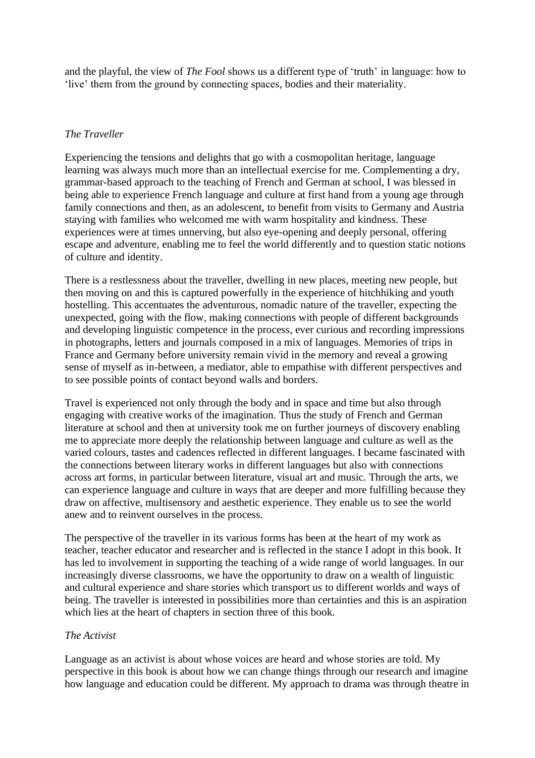and the playful, the view of *The Fool* shows us a different type of 'truth' in language: how to 'live' them from the ground by connecting spaces, bodies and their materiality.

### *The Traveller*

Experiencing the tensions and delights that go with a cosmopolitan heritage, language learning was always much more than an intellectual exercise for me. Complementing a dry, grammar-based approach to the teaching of French and German at school, I was blessed in being able to experience French language and culture at first hand from a young age through family connections and then, as an adolescent, to benefit from visits to Germany and Austria staying with families who welcomed me with warm hospitality and kindness. These experiences were at times unnerving, but also eye-opening and deeply personal, offering escape and adventure, enabling me to feel the world differently and to question static notions of culture and identity.

There is a restlessness about the traveller, dwelling in new places, meeting new people, but then moving on and this is captured powerfully in the experience of hitchhiking and youth hostelling. This accentuates the adventurous, nomadic nature of the traveller, expecting the unexpected, going with the flow, making connections with people of different backgrounds and developing linguistic competence in the process, ever curious and recording impressions in photographs, letters and journals composed in a mix of languages. Memories of trips in France and Germany before university remain vivid in the memory and reveal a growing sense of myself as in-between, a mediator, able to empathise with different perspectives and to see possible points of contact beyond walls and borders.

Travel is experienced not only through the body and in space and time but also through engaging with creative works of the imagination. Thus the study of French and German literature at school and then at university took me on further journeys of discovery enabling me to appreciate more deeply the relationship between language and culture as well as the varied colours, tastes and cadences reflected in different languages. I became fascinated with the connections between literary works in different languages but also with connections across art forms, in particular between literature, visual art and music. Through the arts, we can experience language and culture in ways that are deeper and more fulfilling because they draw on affective, multisensory and aesthetic experience. They enable us to see the world anew and to reinvent ourselves in the process.

The perspective of the traveller in its various forms has been at the heart of my work as teacher, teacher educator and researcher and is reflected in the stance I adopt in this book. It has led to involvement in supporting the teaching of a wide range of world languages. In our increasingly diverse classrooms, we have the opportunity to draw on a wealth of linguistic and cultural experience and share stories which transport us to different worlds and ways of being. The traveller is interested in possibilities more than certainties and this is an aspiration which lies at the heart of chapters in section three of this book.

### *The Activist*

Language as an activist is about whose voices are heard and whose stories are told. My perspective in this book is about how we can change things through our research and imagine how language and education could be different. My approach to drama was through theatre in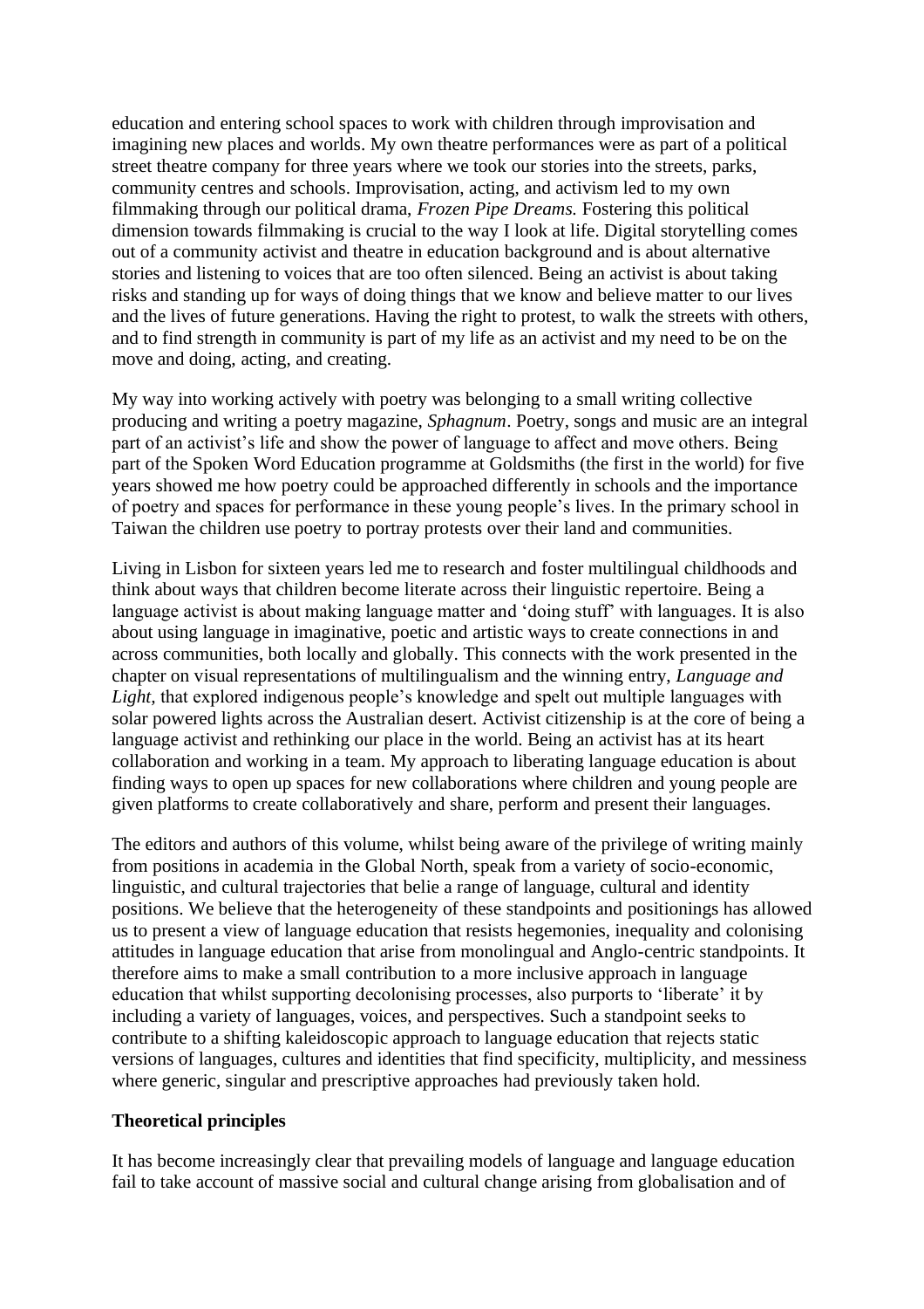education and entering school spaces to work with children through improvisation and imagining new places and worlds. My own theatre performances were as part of a political street theatre company for three years where we took our stories into the streets, parks, community centres and schools. Improvisation, acting, and activism led to my own filmmaking through our political drama, *Frozen Pipe Dreams.* Fostering this political dimension towards filmmaking is crucial to the way I look at life. Digital storytelling comes out of a community activist and theatre in education background and is about alternative stories and listening to voices that are too often silenced. Being an activist is about taking risks and standing up for ways of doing things that we know and believe matter to our lives and the lives of future generations. Having the right to protest, to walk the streets with others, and to find strength in community is part of my life as an activist and my need to be on the move and doing, acting, and creating.

My way into working actively with poetry was belonging to a small writing collective producing and writing a poetry magazine, *Sphagnum*. Poetry, songs and music are an integral part of an activist's life and show the power of language to affect and move others. Being part of the Spoken Word Education programme at Goldsmiths (the first in the world) for five years showed me how poetry could be approached differently in schools and the importance of poetry and spaces for performance in these young people's lives. In the primary school in Taiwan the children use poetry to portray protests over their land and communities.

Living in Lisbon for sixteen years led me to research and foster multilingual childhoods and think about ways that children become literate across their linguistic repertoire. Being a language activist is about making language matter and 'doing stuff' with languages. It is also about using language in imaginative, poetic and artistic ways to create connections in and across communities, both locally and globally. This connects with the work presented in the chapter on visual representations of multilingualism and the winning entry, *Language and Light,* that explored indigenous people's knowledge and spelt out multiple languages with solar powered lights across the Australian desert. Activist citizenship is at the core of being a language activist and rethinking our place in the world. Being an activist has at its heart collaboration and working in a team. My approach to liberating language education is about finding ways to open up spaces for new collaborations where children and young people are given platforms to create collaboratively and share, perform and present their languages.

The editors and authors of this volume, whilst being aware of the privilege of writing mainly from positions in academia in the Global North, speak from a variety of socio-economic, linguistic, and cultural trajectories that belie a range of language, cultural and identity positions. We believe that the heterogeneity of these standpoints and positionings has allowed us to present a view of language education that resists hegemonies, inequality and colonising attitudes in language education that arise from monolingual and Anglo-centric standpoints. It therefore aims to make a small contribution to a more inclusive approach in language education that whilst supporting decolonising processes, also purports to 'liberate' it by including a variety of languages, voices, and perspectives. Such a standpoint seeks to contribute to a shifting kaleidoscopic approach to language education that rejects static versions of languages, cultures and identities that find specificity, multiplicity, and messiness where generic, singular and prescriptive approaches had previously taken hold.

**Theoretical principles**

It has become increasingly clear that prevailing models of language and language education fail to take account of massive social and cultural change arising from globalisation and of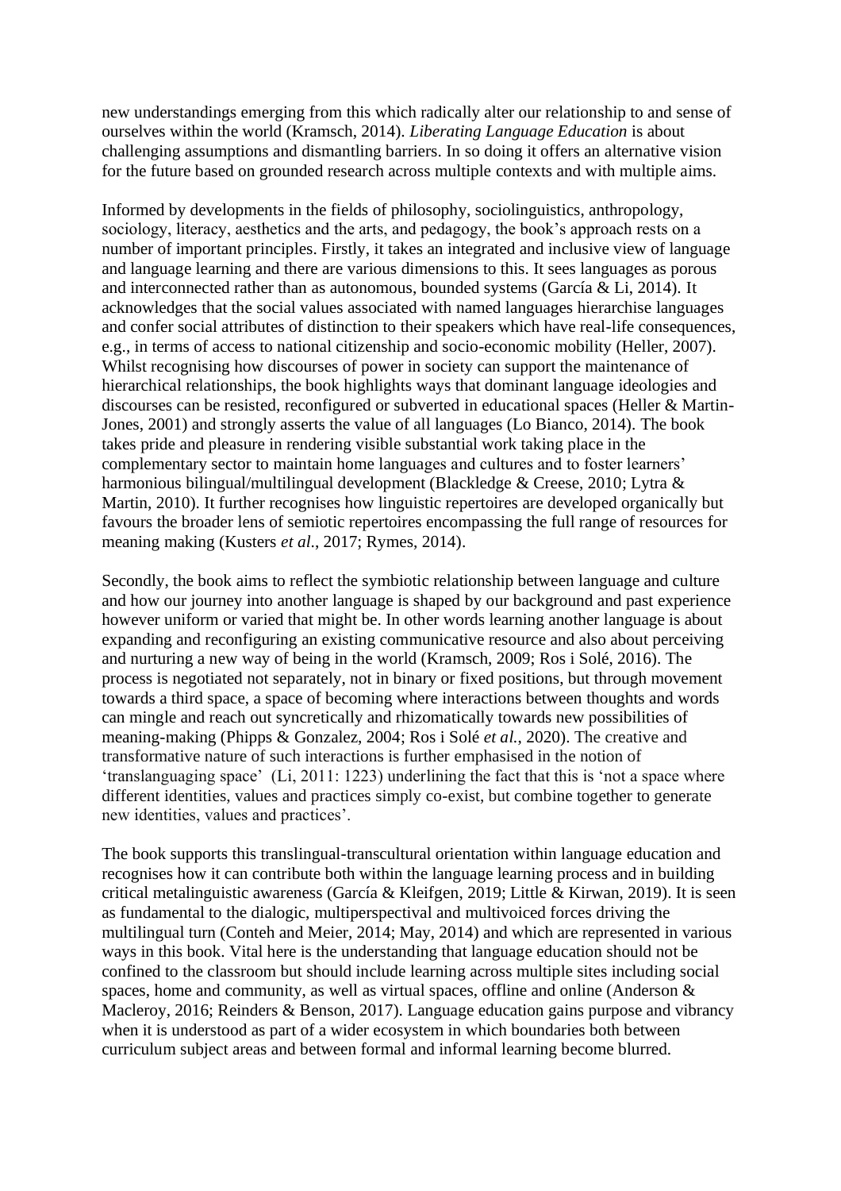new understandings emerging from this which radically alter our relationship to and sense of ourselves within the world (Kramsch, 2014). *Liberating Language Education* is about challenging assumptions and dismantling barriers. In so doing it offers an alternative vision for the future based on grounded research across multiple contexts and with multiple aims.

Informed by developments in the fields of philosophy, sociolinguistics, anthropology, sociology, literacy, aesthetics and the arts, and pedagogy, the book's approach rests on a number of important principles. Firstly, it takes an integrated and inclusive view of language and language learning and there are various dimensions to this. It sees languages as porous and interconnected rather than as autonomous, bounded systems (García & Li, 2014). It acknowledges that the social values associated with named languages hierarchise languages and confer social attributes of distinction to their speakers which have real-life consequences, e.g., in terms of access to national citizenship and socio-economic mobility (Heller, 2007). Whilst recognising how discourses of power in society can support the maintenance of hierarchical relationships, the book highlights ways that dominant language ideologies and discourses can be resisted, reconfigured or subverted in educational spaces (Heller & Martin-Jones, 2001) and strongly asserts the value of all languages (Lo Bianco, 2014). The book takes pride and pleasure in rendering visible substantial work taking place in the complementary sector to maintain home languages and cultures and to foster learners' harmonious bilingual/multilingual development (Blackledge & Creese, 2010; Lytra & Martin, 2010). It further recognises how linguistic repertoires are developed organically but favours the broader lens of semiotic repertoires encompassing the full range of resources for meaning making (Kusters *et al*., 2017; Rymes, 2014).

Secondly, the book aims to reflect the symbiotic relationship between language and culture and how our journey into another language is shaped by our background and past experience however uniform or varied that might be. In other words learning another language is about expanding and reconfiguring an existing communicative resource and also about perceiving and nurturing a new way of being in the world (Kramsch, 2009; Ros i Solé, 2016). The process is negotiated not separately, not in binary or fixed positions, but through movement towards a third space, a space of becoming where interactions between thoughts and words can mingle and reach out syncretically and rhizomatically towards new possibilities of meaning-making (Phipps & Gonzalez, 2004; Ros i Solé *et al.*, 2020). The creative and transformative nature of such interactions is further emphasised in the notion of 'translanguaging space' (Li, 2011: 1223) underlining the fact that this is 'not a space where different identities, values and practices simply co-exist, but combine together to generate new identities, values and practices'.

The book supports this translingual-transcultural orientation within language education and recognises how it can contribute both within the language learning process and in building critical metalinguistic awareness (García & Kleifgen, 2019; Little & Kirwan, 2019). It is seen as fundamental to the dialogic, multiperspectival and multivoiced forces driving the multilingual turn (Conteh and Meier, 2014; May, 2014) and which are represented in various ways in this book. Vital here is the understanding that language education should not be confined to the classroom but should include learning across multiple sites including social spaces, home and community, as well as virtual spaces, offline and online (Anderson & Macleroy, 2016; Reinders & Benson, 2017). Language education gains purpose and vibrancy when it is understood as part of a wider ecosystem in which boundaries both between curriculum subject areas and between formal and informal learning become blurred.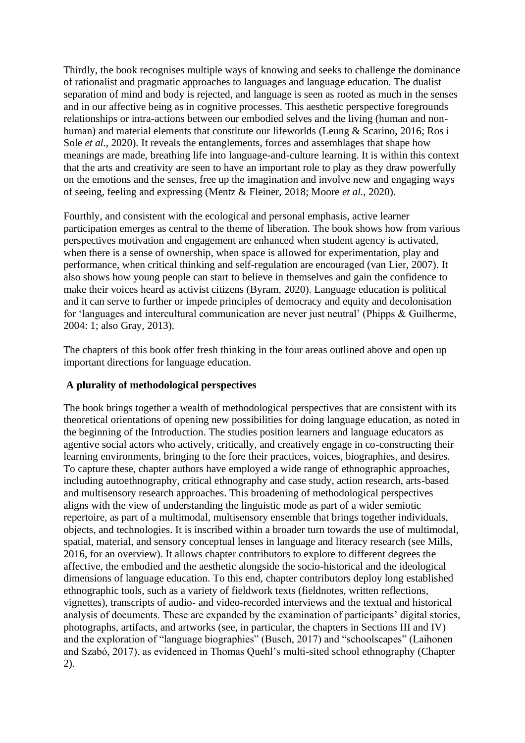Thirdly, the book recognises multiple ways of knowing and seeks to challenge the dominance of rationalist and pragmatic approaches to languages and language education. The dualist separation of mind and body is rejected, and language is seen as rooted as much in the senses and in our affective being as in cognitive processes. This aesthetic perspective foregrounds relationships or intra-actions between our embodied selves and the living (human and non-human) and material elements that constitute our lifeworlds (Leung & Scarino, 2016; Ros i Sole *et al.*, 2020). It reveals the entanglements, forces and assemblages that shape how meanings are made, breathing life into language-and-culture learning. It is within this context that the arts and creativity are seen to have an important role to play as they draw powerfully on the emotions and the senses, free up the imagination and involve new and engaging ways of seeing, feeling and expressing (Mentz & Fleiner, 2018; Moore *et al.*, 2020).

Fourthly, and consistent with the ecological and personal emphasis, active learner participation emerges as central to the theme of liberation. The book shows how from various perspectives motivation and engagement are enhanced when student agency is activated, when there is a sense of ownership, when space is allowed for experimentation, play and performance, when critical thinking and self-regulation are encouraged (van Lier, 2007). It also shows how young people can start to believe in themselves and gain the confidence to make their voices heard as activist citizens (Byram, 2020). Language education is political and it can serve to further or impede principles of democracy and equity and decolonisation for 'languages and intercultural communication are never just neutral' (Phipps & Guilherme, 2004: 1; also Gray, 2013).

The chapters of this book offer fresh thinking in the four areas outlined above and open up important directions for language education.

**A plurality of methodological perspectives**

The book brings together a wealth of methodological perspectives that are consistent with its theoretical orientations of opening new possibilities for doing language education, as noted in the beginning of the Introduction. The studies position learners and language educators as agentive social actors who actively, critically, and creatively engage in co-constructing their learning environments, bringing to the fore their practices, voices, biographies, and desires. To capture these, chapter authors have employed a wide range of ethnographic approaches, including autoethnography, critical ethnography and case study, action research, arts-based and multisensory research approaches. This broadening of methodological perspectives aligns with the view of understanding the linguistic mode as part of a wider semiotic repertoire, as part of a multimodal, multisensory ensemble that brings together individuals, objects, and technologies. It is inscribed within a broader turn towards the use of multimodal, spatial, material, and sensory conceptual lenses in language and literacy research (see Mills, 2016, for an overview). It allows chapter contributors to explore to different degrees the affective, the embodied and the aesthetic alongside the socio-historical and the ideological dimensions of language education. To this end, chapter contributors deploy long established ethnographic tools, such as a variety of fieldwork texts (fieldnotes, written reflections, vignettes), transcripts of audio- and video-recorded interviews and the textual and historical analysis of documents. These are expanded by the examination of participants' digital stories, photographs, artifacts, and artworks (see, in particular, the chapters in Sections III and IV) and the exploration of "language biographies" (Busch, 2017) and "schoolscapes" (Laihonen and Szabó, 2017), as evidenced in Thomas Quehl's multi-sited school ethnography (Chapter 2).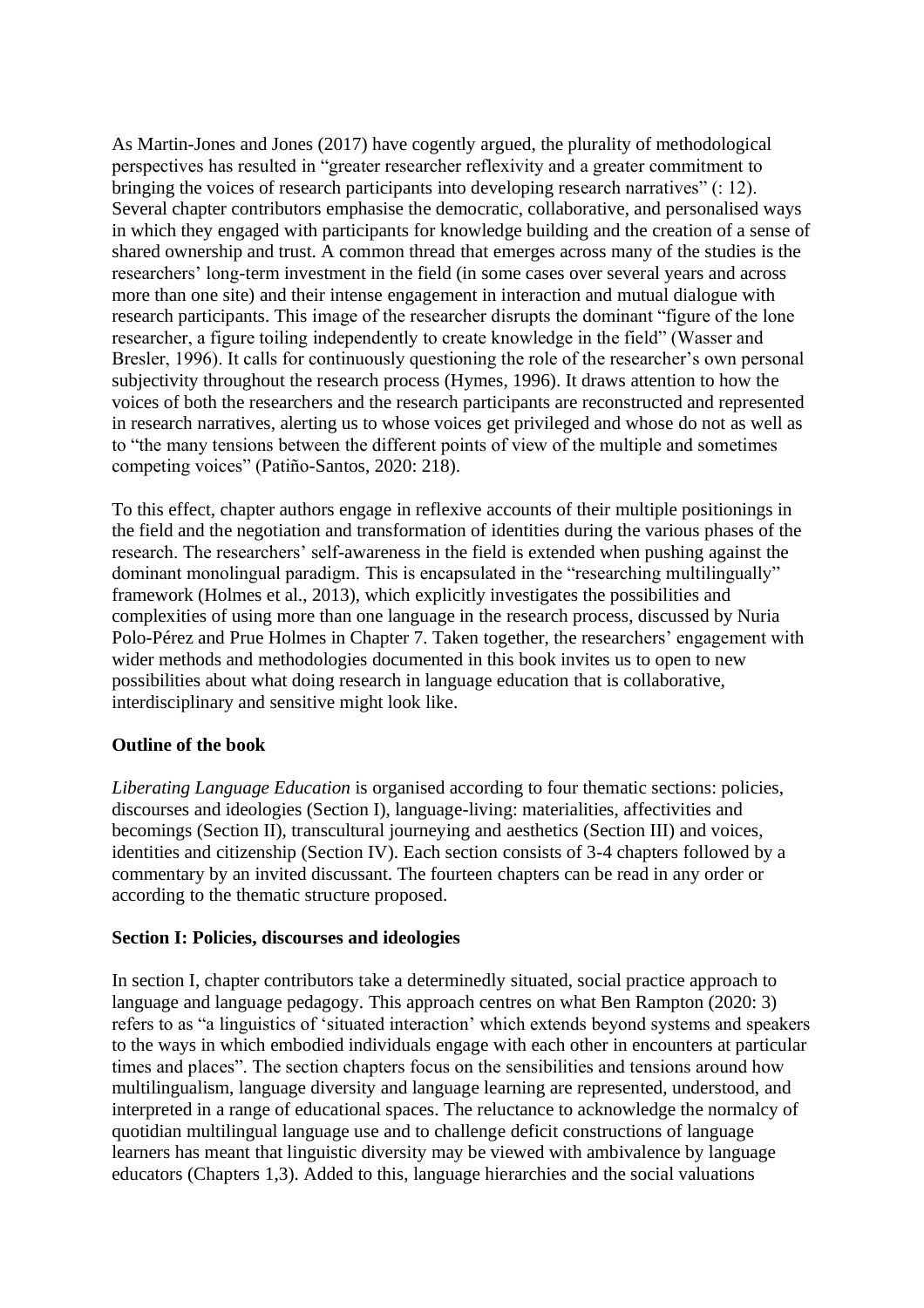As Martin-Jones and Jones (2017) have cogently argued, the plurality of methodological perspectives has resulted in "greater researcher reflexivity and a greater commitment to bringing the voices of research participants into developing research narratives" (: 12). Several chapter contributors emphasise the democratic, collaborative, and personalised ways in which they engaged with participants for knowledge building and the creation of a sense of shared ownership and trust. A common thread that emerges across many of the studies is the researchers' long-term investment in the field (in some cases over several years and across more than one site) and their intense engagement in interaction and mutual dialogue with research participants. This image of the researcher disrupts the dominant "figure of the lone researcher, a figure toiling independently to create knowledge in the field" (Wasser and Bresler, 1996). It calls for continuously questioning the role of the researcher's own personal subjectivity throughout the research process (Hymes, 1996). It draws attention to how the voices of both the researchers and the research participants are reconstructed and represented in research narratives, alerting us to whose voices get privileged and whose do not as well as to "the many tensions between the different points of view of the multiple and sometimes competing voices" (Patiño-Santos, 2020: 218).

To this effect, chapter authors engage in reflexive accounts of their multiple positionings in the field and the negotiation and transformation of identities during the various phases of the research. The researchers' self-awareness in the field is extended when pushing against the dominant monolingual paradigm. This is encapsulated in the "researching multilingually" framework (Holmes et al., 2013), which explicitly investigates the possibilities and complexities of using more than one language in the research process, discussed by Nuria Polo-Pérez and Prue Holmes in Chapter 7. Taken together, the researchers' engagement with wider methods and methodologies documented in this book invites us to open to new possibilities about what doing research in language education that is collaborative, interdisciplinary and sensitive might look like.

**Outline of the book**

*Liberating Language Education* is organised according to four thematic sections: policies, discourses and ideologies (Section I), language-living: materialities, affectivities and becomings (Section II), transcultural journeying and aesthetics (Section III) and voices, identities and citizenship (Section IV). Each section consists of 3-4 chapters followed by a commentary by an invited discussant. The fourteen chapters can be read in any order or according to the thematic structure proposed.

**Section I: Policies, discourses and ideologies**

In section I, chapter contributors take a determinedly situated, social practice approach to language and language pedagogy. This approach centres on what Ben Rampton (2020: 3) refers to as "a linguistics of 'situated interaction' which extends beyond systems and speakers to the ways in which embodied individuals engage with each other in encounters at particular times and places". The section chapters focus on the sensibilities and tensions around how multilingualism, language diversity and language learning are represented, understood, and interpreted in a range of educational spaces. The reluctance to acknowledge the normalcy of quotidian multilingual language use and to challenge deficit constructions of language learners has meant that linguistic diversity may be viewed with ambivalence by language educators (Chapters 1,3). Added to this, language hierarchies and the social valuations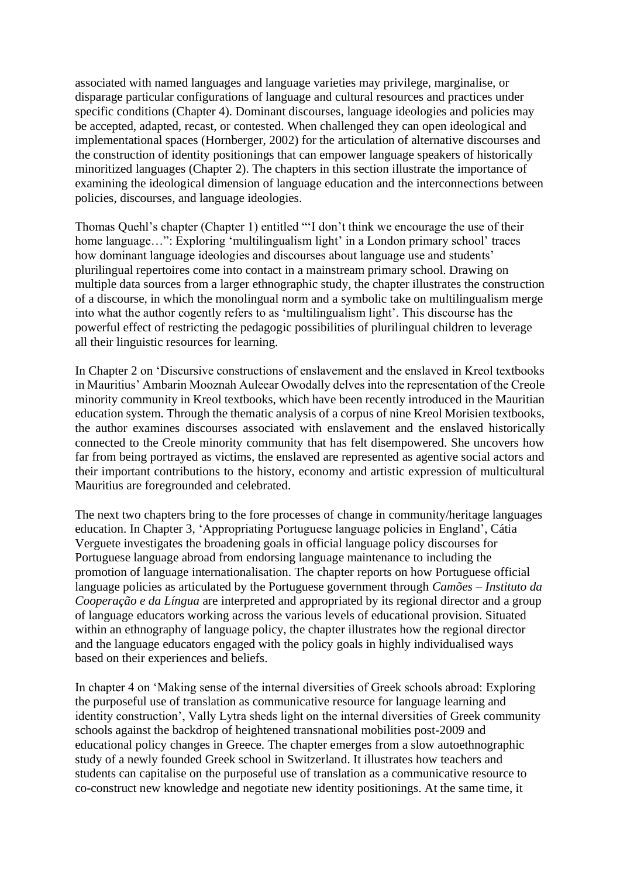associated with named languages and language varieties may privilege, marginalise, or disparage particular configurations of language and cultural resources and practices under specific conditions (Chapter 4). Dominant discourses, language ideologies and policies may be accepted, adapted, recast, or contested. When challenged they can open ideological and implementational spaces (Hornberger, 2002) for the articulation of alternative discourses and the construction of identity positionings that can empower language speakers of historically minoritized languages (Chapter 2). The chapters in this section illustrate the importance of examining the ideological dimension of language education and the interconnections between policies, discourses, and language ideologies.

Thomas Quehl's chapter (Chapter 1) entitled "'I don't think we encourage the use of their home language…": Exploring 'multilingualism light' in a London primary school' traces how dominant language ideologies and discourses about language use and students' plurilingual repertoires come into contact in a mainstream primary school. Drawing on multiple data sources from a larger ethnographic study, the chapter illustrates the construction of a discourse, in which the monolingual norm and a symbolic take on multilingualism merge into what the author cogently refers to as 'multilingualism light'. This discourse has the powerful effect of restricting the pedagogic possibilities of plurilingual children to leverage all their linguistic resources for learning.

In Chapter 2 on 'Discursive constructions of enslavement and the enslaved in Kreol textbooks in Mauritius' Ambarin Mooznah Auleear Owodally delves into the representation of the Creole minority community in Kreol textbooks, which have been recently introduced in the Mauritian education system. Through the thematic analysis of a corpus of nine Kreol Morisien textbooks, the author examines discourses associated with enslavement and the enslaved historically connected to the Creole minority community that has felt disempowered. She uncovers how far from being portrayed as victims, the enslaved are represented as agentive social actors and their important contributions to the history, economy and artistic expression of multicultural Mauritius are foregrounded and celebrated.

The next two chapters bring to the fore processes of change in community/heritage languages education. In Chapter 3, 'Appropriating Portuguese language policies in England', Cátia Verguete investigates the broadening goals in official language policy discourses for Portuguese language abroad from endorsing language maintenance to including the promotion of language internationalisation. The chapter reports on how Portuguese official language policies as articulated by the Portuguese government through *Camões – Instituto da Cooperação e da Língua* are interpreted and appropriated by its regional director and a group of language educators working across the various levels of educational provision. Situated within an ethnography of language policy, the chapter illustrates how the regional director and the language educators engaged with the policy goals in highly individualised ways based on their experiences and beliefs.

In chapter 4 on 'Making sense of the internal diversities of Greek schools abroad: Exploring the purposeful use of translation as communicative resource for language learning and identity construction', Vally Lytra sheds light on the internal diversities of Greek community schools against the backdrop of heightened transnational mobilities post-2009 and educational policy changes in Greece. The chapter emerges from a slow autoethnographic study of a newly founded Greek school in Switzerland. It illustrates how teachers and students can capitalise on the purposeful use of translation as a communicative resource to co-construct new knowledge and negotiate new identity positionings. At the same time, it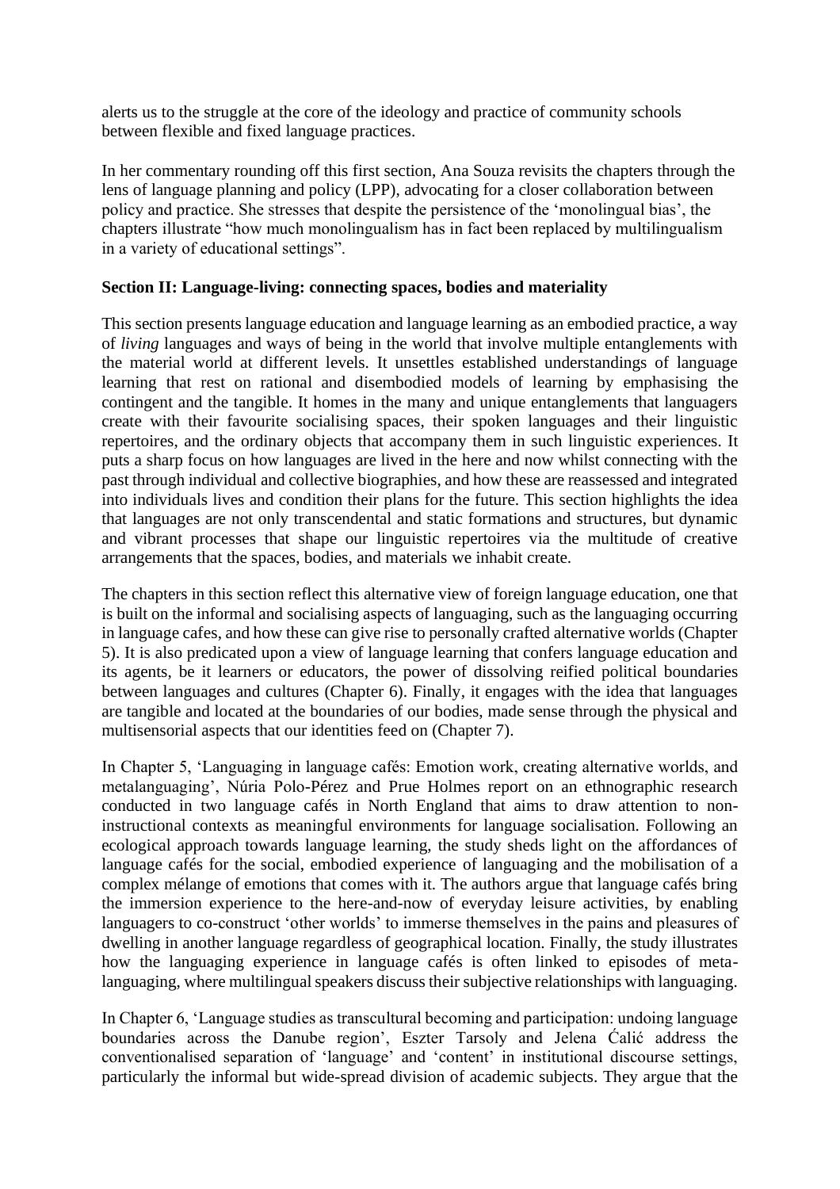alerts us to the struggle at the core of the ideology and practice of community schools between flexible and fixed language practices.

In her commentary rounding off this first section, Ana Souza revisits the chapters through the lens of language planning and policy (LPP), advocating for a closer collaboration between policy and practice. She stresses that despite the persistence of the 'monolingual bias', the chapters illustrate "how much monolingualism has in fact been replaced by multilingualism in a variety of educational settings".

**Section II: Language-living: connecting spaces, bodies and materiality**

This section presents language education and language learning as an embodied practice, a way of *living* languages and ways of being in the world that involve multiple entanglements with the material world at different levels. It unsettles established understandings of language learning that rest on rational and disembodied models of learning by emphasising the contingent and the tangible. It homes in the many and unique entanglements that languagers create with their favourite socialising spaces, their spoken languages and their linguistic repertoires, and the ordinary objects that accompany them in such linguistic experiences. It puts a sharp focus on how languages are lived in the here and now whilst connecting with the past through individual and collective biographies, and how these are reassessed and integrated into individuals lives and condition their plans for the future. This section highlights the idea that languages are not only transcendental and static formations and structures, but dynamic and vibrant processes that shape our linguistic repertoires via the multitude of creative arrangements that the spaces, bodies, and materials we inhabit create.

The chapters in this section reflect this alternative view of foreign language education, one that is built on the informal and socialising aspects of languaging, such as the languaging occurring in language cafes, and how these can give rise to personally crafted alternative worlds (Chapter 5). It is also predicated upon a view of language learning that confers language education and its agents, be it learners or educators, the power of dissolving reified political boundaries between languages and cultures (Chapter 6). Finally, it engages with the idea that languages are tangible and located at the boundaries of our bodies, made sense through the physical and multisensorial aspects that our identities feed on (Chapter 7).

In Chapter 5, 'Languaging in language cafés: Emotion work, creating alternative worlds, and metalanguaging', Núria Polo-Pérez and Prue Holmes report on an ethnographic research conducted in two language cafés in North England that aims to draw attention to non-instructional contexts as meaningful environments for language socialisation. Following an ecological approach towards language learning, the study sheds light on the affordances of language cafés for the social, embodied experience of languaging and the mobilisation of a complex mélange of emotions that comes with it. The authors argue that language cafés bring the immersion experience to the here-and-now of everyday leisure activities, by enabling languagers to co-construct 'other worlds' to immerse themselves in the pains and pleasures of dwelling in another language regardless of geographical location. Finally, the study illustrates how the languaging experience in language cafés is often linked to episodes of meta-languaging, where multilingual speakers discuss their subjective relationships with languaging.

In Chapter 6, 'Language studies as transcultural becoming and participation: undoing language boundaries across the Danube region', Eszter Tarsoly and Jelena Ćalić address the conventionalised separation of 'language' and 'content' in institutional discourse settings, particularly the informal but wide-spread division of academic subjects. They argue that the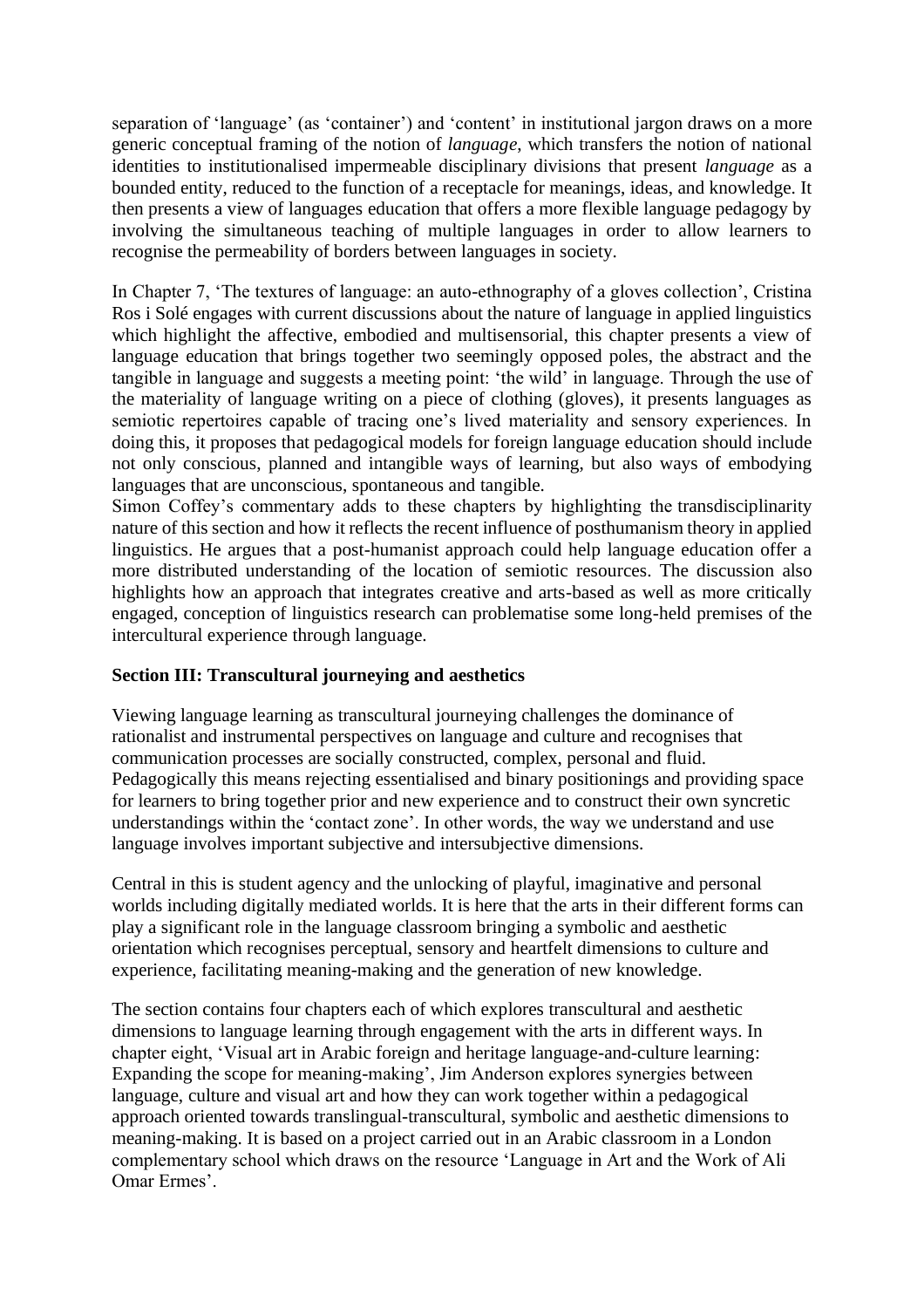separation of 'language' (as 'container') and 'content' in institutional jargon draws on a more generic conceptual framing of the notion of *language*, which transfers the notion of national identities to institutionalised impermeable disciplinary divisions that present *language* as a bounded entity, reduced to the function of a receptacle for meanings, ideas, and knowledge. It then presents a view of languages education that offers a more flexible language pedagogy by involving the simultaneous teaching of multiple languages in order to allow learners to recognise the permeability of borders between languages in society.

In Chapter 7, 'The textures of language: an auto-ethnography of a gloves collection', Cristina Ros i Solé engages with current discussions about the nature of language in applied linguistics which highlight the affective, embodied and multisensorial, this chapter presents a view of language education that brings together two seemingly opposed poles, the abstract and the tangible in language and suggests a meeting point: 'the wild' in language. Through the use of the materiality of language writing on a piece of clothing (gloves), it presents languages as semiotic repertoires capable of tracing one's lived materiality and sensory experiences. In doing this, it proposes that pedagogical models for foreign language education should include not only conscious, planned and intangible ways of learning, but also ways of embodying languages that are unconscious, spontaneous and tangible.

Simon Coffey's commentary adds to these chapters by highlighting the transdisciplinarity nature of this section and how it reflects the recent influence of posthumanism theory in applied linguistics. He argues that a post-humanist approach could help language education offer a more distributed understanding of the location of semiotic resources. The discussion also highlights how an approach that integrates creative and arts-based as well as more critically engaged, conception of linguistics research can problematise some long-held premises of the intercultural experience through language.

## Section III: Transcultural journeying and aesthetics

Viewing language learning as transcultural journeying challenges the dominance of rationalist and instrumental perspectives on language and culture and recognises that communication processes are socially constructed, complex, personal and fluid. Pedagogically this means rejecting essentialised and binary positionings and providing space for learners to bring together prior and new experience and to construct their own syncretic understandings within the 'contact zone'. In other words, the way we understand and use language involves important subjective and intersubjective dimensions.

Central in this is student agency and the unlocking of playful, imaginative and personal worlds including digitally mediated worlds. It is here that the arts in their different forms can play a significant role in the language classroom bringing a symbolic and aesthetic orientation which recognises perceptual, sensory and heartfelt dimensions to culture and experience, facilitating meaning-making and the generation of new knowledge.

The section contains four chapters each of which explores transcultural and aesthetic dimensions to language learning through engagement with the arts in different ways. In chapter eight, 'Visual art in Arabic foreign and heritage language-and-culture learning: Expanding the scope for meaning-making', Jim Anderson explores synergies between language, culture and visual art and how they can work together within a pedagogical approach oriented towards translingual-transcultural, symbolic and aesthetic dimensions to meaning-making. It is based on a project carried out in an Arabic classroom in a London complementary school which draws on the resource 'Language in Art and the Work of Ali Omar Ermes'.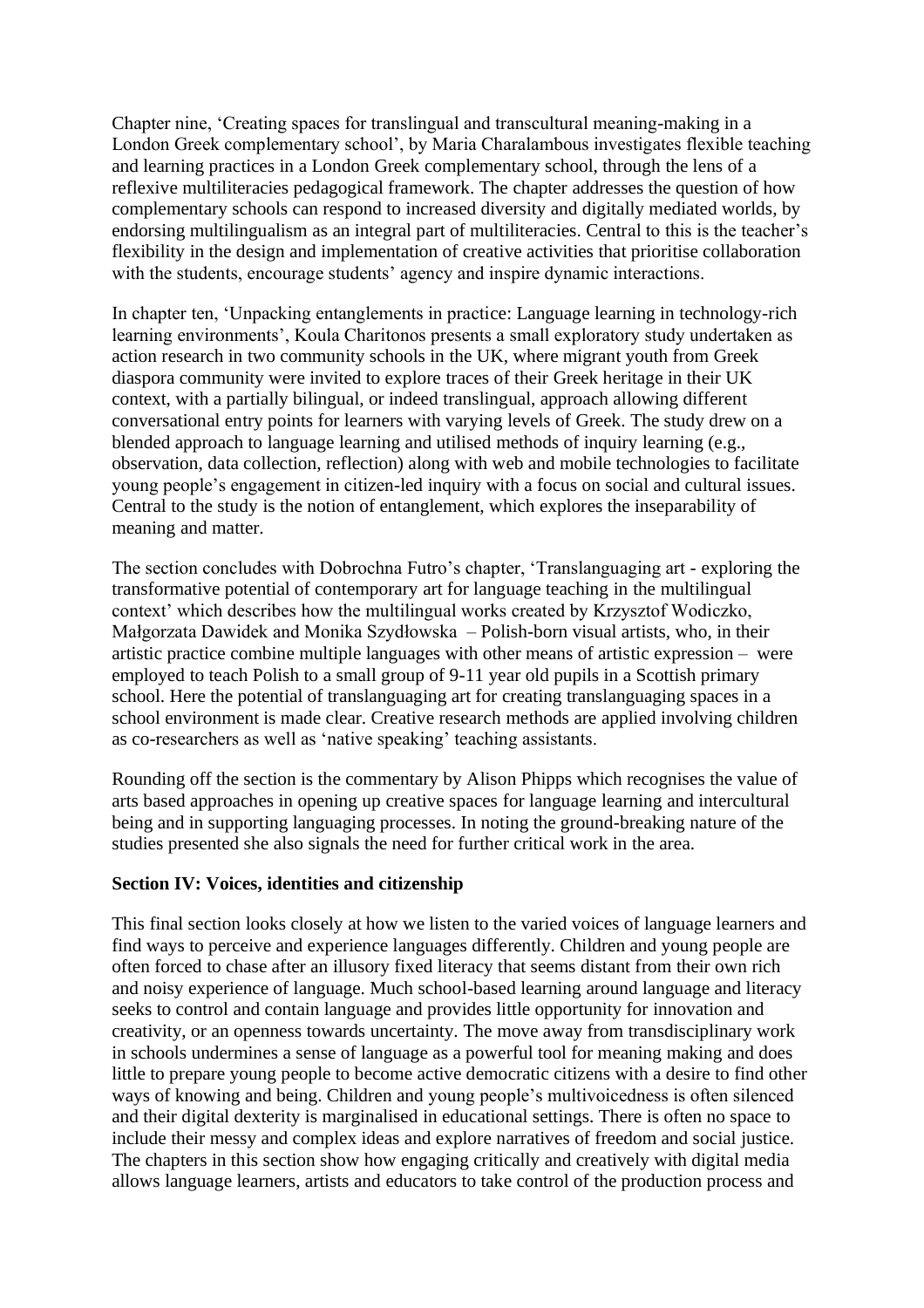Chapter nine, 'Creating spaces for translingual and transcultural meaning-making in a London Greek complementary school', by Maria Charalambous investigates flexible teaching and learning practices in a London Greek complementary school, through the lens of a reflexive multiliteracies pedagogical framework. The chapter addresses the question of how complementary schools can respond to increased diversity and digitally mediated worlds, by endorsing multilingualism as an integral part of multiliteracies. Central to this is the teacher's flexibility in the design and implementation of creative activities that prioritise collaboration with the students, encourage students' agency and inspire dynamic interactions.

In chapter ten, 'Unpacking entanglements in practice: Language learning in technology-rich learning environments', Koula Charitonos presents a small exploratory study undertaken as action research in two community schools in the UK, where migrant youth from Greek diaspora community were invited to explore traces of their Greek heritage in their UK context, with a partially bilingual, or indeed translingual, approach allowing different conversational entry points for learners with varying levels of Greek. The study drew on a blended approach to language learning and utilised methods of inquiry learning (e.g., observation, data collection, reflection) along with web and mobile technologies to facilitate young people's engagement in citizen-led inquiry with a focus on social and cultural issues. Central to the study is the notion of entanglement, which explores the inseparability of meaning and matter.

The section concludes with Dobrochna Futro's chapter, 'Translanguaging art - exploring the transformative potential of contemporary art for language teaching in the multilingual context' which describes how the multilingual works created by Krzysztof Wodiczko, Małgorzata Dawidek and Monika Szydłowska – Polish-born visual artists, who, in their artistic practice combine multiple languages with other means of artistic expression – were employed to teach Polish to a small group of 9-11 year old pupils in a Scottish primary school. Here the potential of translanguaging art for creating translanguaging spaces in a school environment is made clear. Creative research methods are applied involving children as co-researchers as well as 'native speaking' teaching assistants.

Rounding off the section is the commentary by Alison Phipps which recognises the value of arts based approaches in opening up creative spaces for language learning and intercultural being and in supporting languaging processes. In noting the ground-breaking nature of the studies presented she also signals the need for further critical work in the area.

**Section IV: Voices, identities and citizenship**

This final section looks closely at how we listen to the varied voices of language learners and find ways to perceive and experience languages differently. Children and young people are often forced to chase after an illusory fixed literacy that seems distant from their own rich and noisy experience of language. Much school-based learning around language and literacy seeks to control and contain language and provides little opportunity for innovation and creativity, or an openness towards uncertainty. The move away from transdisciplinary work in schools undermines a sense of language as a powerful tool for meaning making and does little to prepare young people to become active democratic citizens with a desire to find other ways of knowing and being. Children and young people's multivoicedness is often silenced and their digital dexterity is marginalised in educational settings. There is often no space to include their messy and complex ideas and explore narratives of freedom and social justice. The chapters in this section show how engaging critically and creatively with digital media allows language learners, artists and educators to take control of the production process and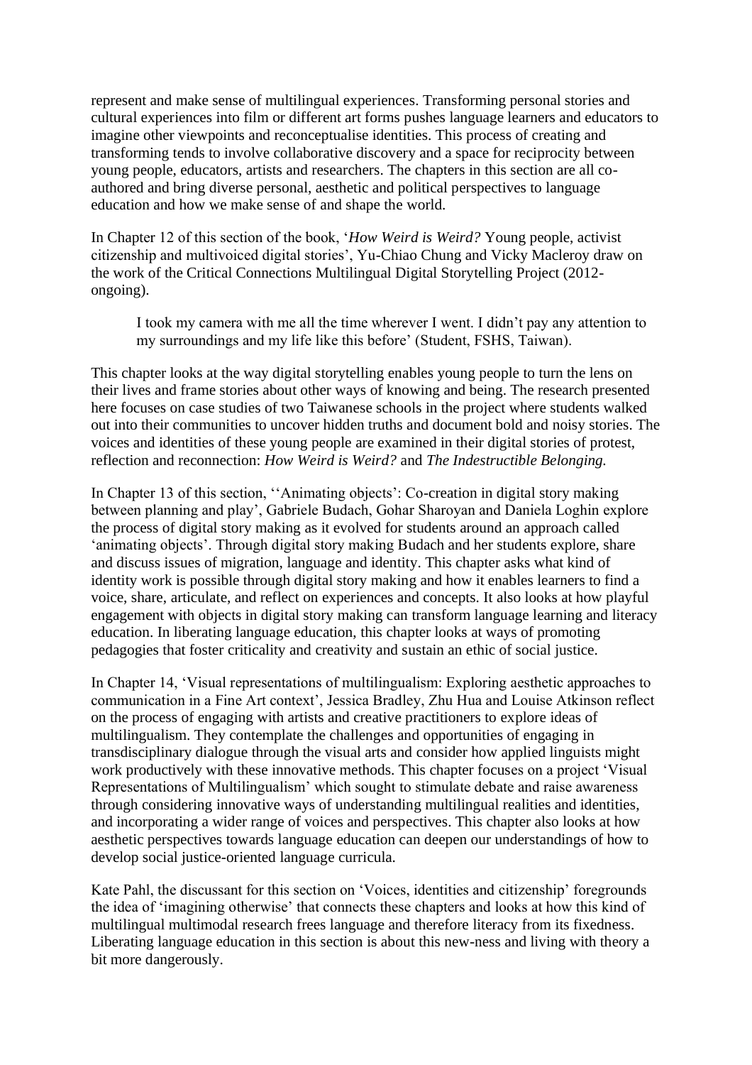represent and make sense of multilingual experiences. Transforming personal stories and cultural experiences into film or different art forms pushes language learners and educators to imagine other viewpoints and reconceptualise identities. This process of creating and transforming tends to involve collaborative discovery and a space for reciprocity between young people, educators, artists and researchers. The chapters in this section are all co-authored and bring diverse personal, aesthetic and political perspectives to language education and how we make sense of and shape the world.

In Chapter 12 of this section of the book, '*How Weird is Weird?* Young people, activist citizenship and multivoiced digital stories', Yu-Chiao Chung and Vicky Macleroy draw on the work of the Critical Connections Multilingual Digital Storytelling Project (2012-ongoing).

> I took my camera with me all the time wherever I went. I didn't pay any attention to my surroundings and my life like this before' (Student, FSHS, Taiwan).

This chapter looks at the way digital storytelling enables young people to turn the lens on their lives and frame stories about other ways of knowing and being. The research presented here focuses on case studies of two Taiwanese schools in the project where students walked out into their communities to uncover hidden truths and document bold and noisy stories. The voices and identities of these young people are examined in their digital stories of protest, reflection and reconnection: *How Weird is Weird?* and *The Indestructible Belonging.*

In Chapter 13 of this section, ''Animating objects': Co-creation in digital story making between planning and play', Gabriele Budach, Gohar Sharoyan and Daniela Loghin explore the process of digital story making as it evolved for students around an approach called 'animating objects'. Through digital story making Budach and her students explore, share and discuss issues of migration, language and identity. This chapter asks what kind of identity work is possible through digital story making and how it enables learners to find a voice, share, articulate, and reflect on experiences and concepts. It also looks at how playful engagement with objects in digital story making can transform language learning and literacy education. In liberating language education, this chapter looks at ways of promoting pedagogies that foster criticality and creativity and sustain an ethic of social justice.

In Chapter 14, 'Visual representations of multilingualism: Exploring aesthetic approaches to communication in a Fine Art context', Jessica Bradley, Zhu Hua and Louise Atkinson reflect on the process of engaging with artists and creative practitioners to explore ideas of multilingualism. They contemplate the challenges and opportunities of engaging in transdisciplinary dialogue through the visual arts and consider how applied linguists might work productively with these innovative methods. This chapter focuses on a project 'Visual Representations of Multilingualism' which sought to stimulate debate and raise awareness through considering innovative ways of understanding multilingual realities and identities, and incorporating a wider range of voices and perspectives. This chapter also looks at how aesthetic perspectives towards language education can deepen our understandings of how to develop social justice-oriented language curricula.

Kate Pahl, the discussant for this section on 'Voices, identities and citizenship' foregrounds the idea of 'imagining otherwise' that connects these chapters and looks at how this kind of multilingual multimodal research frees language and therefore literacy from its fixedness. Liberating language education in this section is about this new-ness and living with theory a bit more dangerously.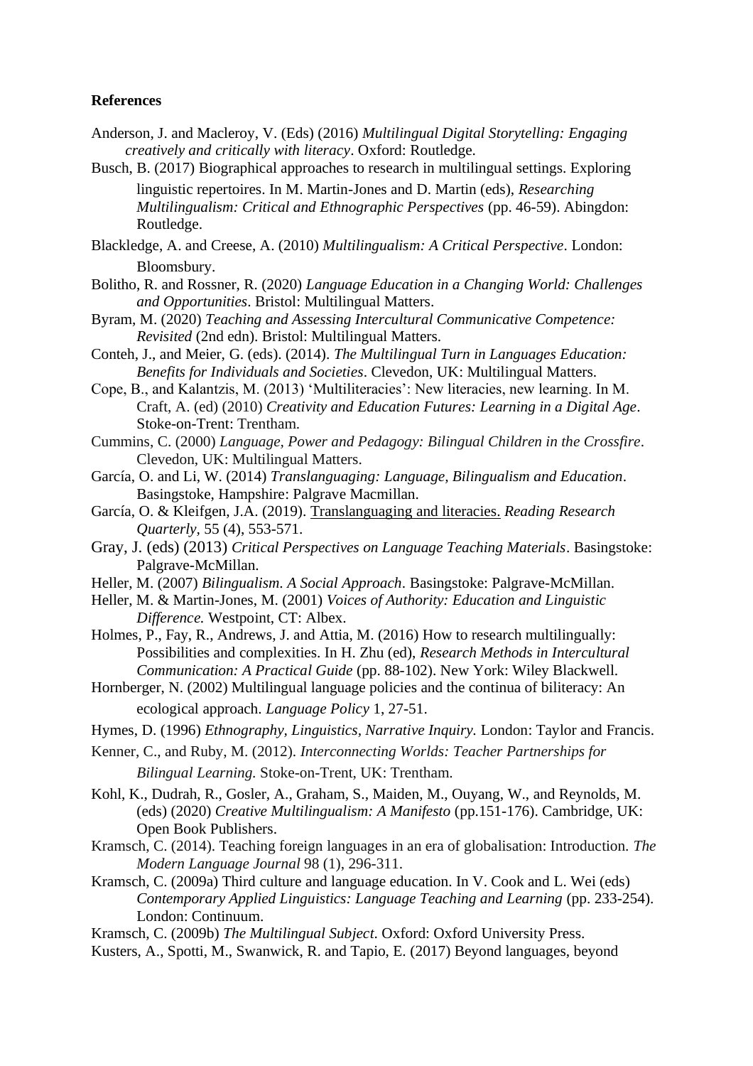**References**

Anderson, J. and Macleroy, V. (Eds) (2016) *Multilingual Digital Storytelling: Engaging creatively and critically with literacy*. Oxford: Routledge.

Busch, B. (2017) Biographical approaches to research in multilingual settings. Exploring linguistic repertoires. In M. Martin-Jones and D. Martin (eds), *Researching Multilingualism: Critical and Ethnographic Perspectives* (pp. 46-59). Abingdon: Routledge.

Blackledge, A. and Creese, A. (2010) *Multilingualism: A Critical Perspective*. London: Bloomsbury.

Bolitho, R. and Rossner, R. (2020) *Language Education in a Changing World: Challenges and Opportunities*. Bristol: Multilingual Matters.

Byram, M. (2020) *Teaching and Assessing Intercultural Communicative Competence: Revisited* (2nd edn). Bristol: Multilingual Matters.

Conteh, J., and Meier, G. (eds). (2014). *The Multilingual Turn in Languages Education: Benefits for Individuals and Societies*. Clevedon, UK: Multilingual Matters.

Cope, B., and Kalantzis, M. (2013) 'Multiliteracies': New literacies, new learning. In M. Craft, A. (ed) (2010) *Creativity and Education Futures: Learning in a Digital Age*. Stoke-on-Trent: Trentham.

Cummins, C. (2000) *Language, Power and Pedagogy: Bilingual Children in the Crossfire*. Clevedon, UK: Multilingual Matters.

García, O. and Li, W. (2014) *Translanguaging: Language, Bilingualism and Education*. Basingstoke, Hampshire: Palgrave Macmillan.

García, O. & Kleifgen, J.A. (2019). Translanguaging and literacies. *Reading Research Quarterly*, 55 (4), 553-571.

Gray, J. (eds) (2013) *Critical Perspectives on Language Teaching Materials*. Basingstoke: Palgrave-McMillan.

Heller, M. (2007) *Bilingualism. A Social Approach*. Basingstoke: Palgrave-McMillan.

Heller, M. & Martin-Jones, M. (2001) *Voices of Authority: Education and Linguistic Difference.* Westpoint, CT: Albex.

Holmes, P., Fay, R., Andrews, J. and Attia, M. (2016) How to research multilingually: Possibilities and complexities. In H. Zhu (ed), *Research Methods in Intercultural Communication: A Practical Guide* (pp. 88-102). New York: Wiley Blackwell.

Hornberger, N. (2002) Multilingual language policies and the continua of biliteracy: An ecological approach. *Language Policy* 1, 27-51.

Hymes, D. (1996) *Ethnography, Linguistics, Narrative Inquiry.* London: Taylor and Francis.

Kenner, C., and Ruby, M. (2012). *Interconnecting Worlds: Teacher Partnerships for Bilingual Learning.* Stoke-on-Trent, UK: Trentham.

Kohl, K., Dudrah, R., Gosler, A., Graham, S., Maiden, M., Ouyang, W., and Reynolds, M. (eds) (2020) *Creative Multilingualism: A Manifesto* (pp.151-176). Cambridge, UK: Open Book Publishers.

Kramsch, C. (2014). Teaching foreign languages in an era of globalisation: Introduction. *The Modern Language Journal* 98 (1), 296-311.

Kramsch, C. (2009a) Third culture and language education. In V. Cook and L. Wei (eds) *Contemporary Applied Linguistics: Language Teaching and Learning* (pp. 233-254). London: Continuum.

Kramsch, C. (2009b) *The Multilingual Subject*. Oxford: Oxford University Press.

Kusters, A., Spotti, M., Swanwick, R. and Tapio, E. (2017) Beyond languages, beyond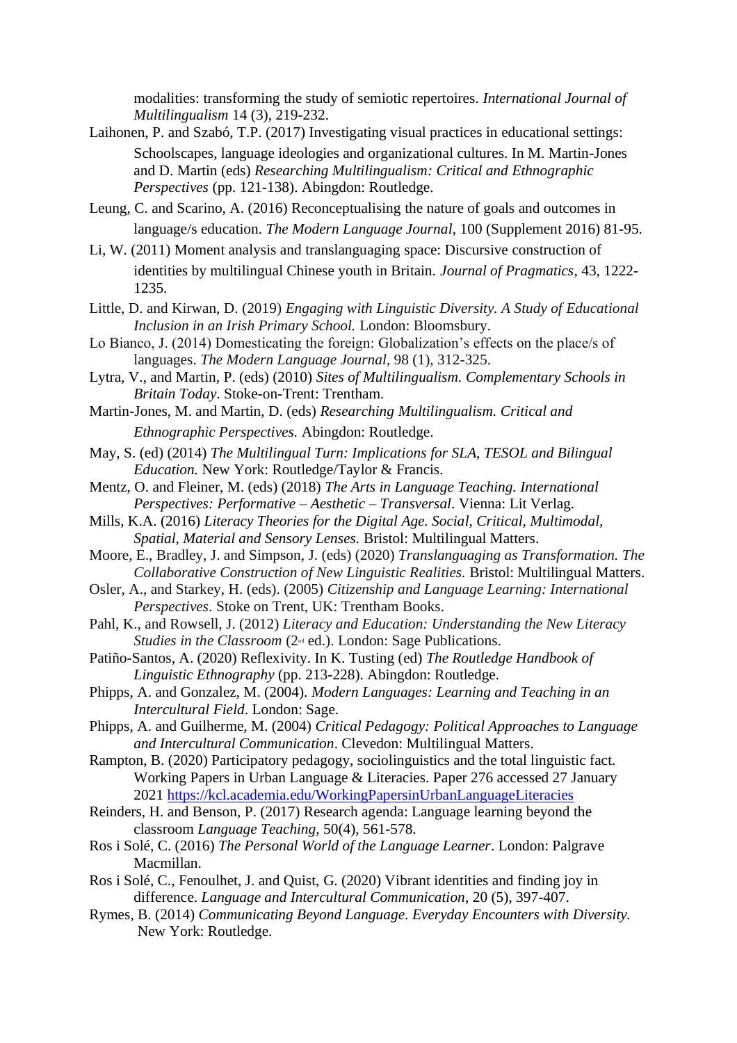modalities: transforming the study of semiotic repertoires. *International Journal of Multilingualism* 14 (3), 219-232.

Laihonen, P. and Szabó, T.P. (2017) Investigating visual practices in educational settings: Schoolscapes, language ideologies and organizational cultures. In M. Martin-Jones and D. Martin (eds) *Researching Multilingualism: Critical and Ethnographic Perspectives* (pp. 121-138). Abingdon: Routledge.

Leung, C. and Scarino, A. (2016) Reconceptualising the nature of goals and outcomes in language/s education. *The Modern Language Journal*, 100 (Supplement 2016) 81-95.

Li, W. (2011) Moment analysis and translanguaging space: Discursive construction of identities by multilingual Chinese youth in Britain. *Journal of Pragmatics*, 43, 1222-1235.

Little, D. and Kirwan, D. (2019) *Engaging with Linguistic Diversity. A Study of Educational Inclusion in an Irish Primary School.* London: Bloomsbury.

Lo Bianco, J. (2014) Domesticating the foreign: Globalization's effects on the place/s of languages. *The Modern Language Journal*, 98 (1), 312-325.

Lytra, V., and Martin, P. (eds) (2010) *Sites of Multilingualism. Complementary Schools in Britain Today.* Stoke-on-Trent: Trentham.

Martin-Jones, M. and Martin, D. (eds) *Researching Multilingualism. Critical and Ethnographic Perspectives.* Abingdon: Routledge.

May, S. (ed) (2014) *The Multilingual Turn: Implications for SLA, TESOL and Bilingual Education.* New York: Routledge/Taylor & Francis.

Mentz, O. and Fleiner, M. (eds) (2018) *The Arts in Language Teaching. International Perspectives: Performative – Aesthetic – Transversal*. Vienna: Lit Verlag.

Mills, K.A. (2016) *Literacy Theories for the Digital Age. Social, Critical, Multimodal, Spatial, Material and Sensory Lenses.* Bristol: Multilingual Matters.

Moore, E., Bradley, J. and Simpson, J. (eds) (2020) *Translanguaging as Transformation. The Collaborative Construction of New Linguistic Realities.* Bristol: Multilingual Matters.

Osler, A., and Starkey, H. (eds). (2005) *Citizenship and Language Learning: International Perspectives*. Stoke on Trent, UK: Trentham Books.

Pahl, K., and Rowsell, J. (2012) *Literacy and Education: Understanding the New Literacy Studies in the Classroom* (2nd ed.). London: Sage Publications.

Patiño-Santos, A. (2020) Reflexivity. In K. Tusting (ed) *The Routledge Handbook of Linguistic Ethnography* (pp. 213-228). Abingdon: Routledge.

Phipps, A. and Gonzalez, M. (2004). *Modern Languages: Learning and Teaching in an Intercultural Field*. London: Sage.

Phipps, A. and Guilherme, M. (2004) *Critical Pedagogy: Political Approaches to Language and Intercultural Communication*. Clevedon: Multilingual Matters.

Rampton, B. (2020) Participatory pedagogy, sociolinguistics and the total linguistic fact. Working Papers in Urban Language & Literacies. Paper 276 accessed 27 January 2021 https://kcl.academia.edu/WorkingPapersinUrbanLanguageLiteracies

Reinders, H. and Benson, P. (2017) Research agenda: Language learning beyond the classroom *Language Teaching*, 50(4), 561-578.

Ros i Solé, C. (2016) *The Personal World of the Language Learner*. London: Palgrave Macmillan.

Ros i Solé, C., Fenoulhet, J. and Quist, G. (2020) Vibrant identities and finding joy in difference. *Language and Intercultural Communication*, 20 (5), 397-407.

Rymes, B. (2014) *Communicating Beyond Language. Everyday Encounters with Diversity.* New York: Routledge.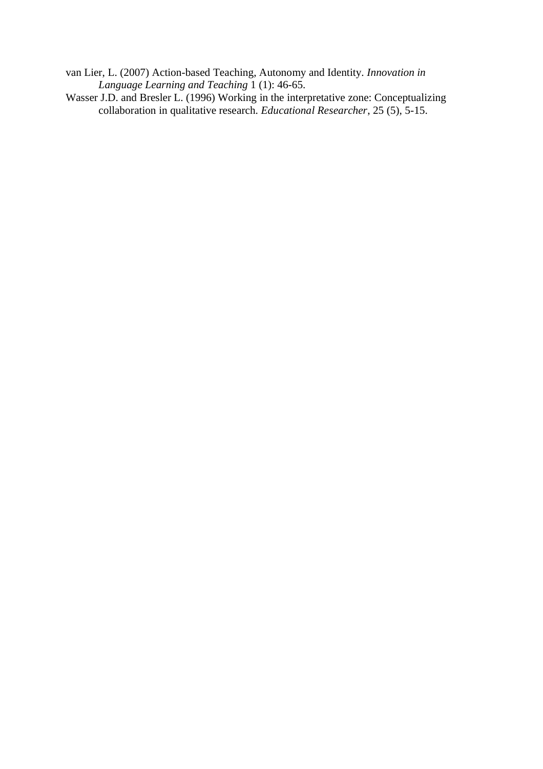van Lier, L. (2007) Action-based Teaching, Autonomy and Identity. *Innovation in Language Learning and Teaching* 1 (1): 46-65.

Wasser J.D. and Bresler L. (1996) Working in the interpretative zone: Conceptualizing collaboration in qualitative research. *Educational Researcher*, 25 (5), 5-15.